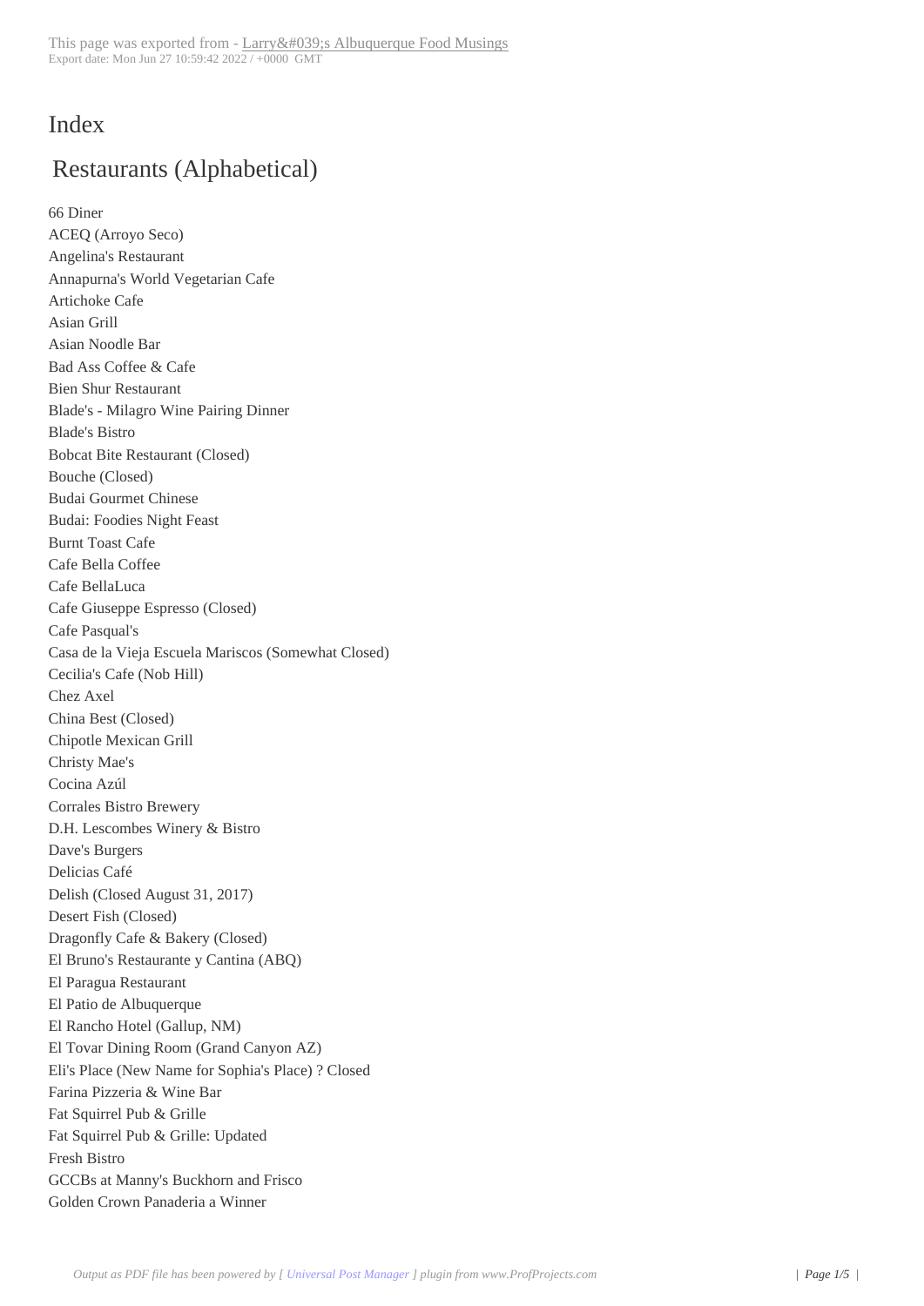# Index

## Restaurants (Alphabetical)

66 Diner
ACEQ (Arroyo Seco)
Angelina's Restaurant
Annapurna's World Vegetarian Cafe
Artichoke Cafe
Asian Grill
Asian Noodle Bar
Bad Ass Coffee & Cafe
Bien Shur Restaurant
Blade's - Milagro Wine Pairing Dinner
Blade's Bistro
Bobcat Bite Restaurant (Closed)
Bouche (Closed)
Budai Gourmet Chinese
Budai: Foodies Night Feast
Burnt Toast Cafe
Cafe Bella Coffee
Cafe BellaLuca
Cafe Giuseppe Espresso (Closed)
Cafe Pasqual's
Casa de la Vieja Escuela Mariscos (Somewhat Closed)
Cecilia's Cafe (Nob Hill)
Chez Axel
China Best (Closed)
Chipotle Mexican Grill
Christy Mae's
Cocina Azúl
Corrales Bistro Brewery
D.H. Lescombes Winery & Bistro
Dave's Burgers
Delicias Café
Delish (Closed August 31, 2017)
Desert Fish (Closed)
Dragonfly Cafe & Bakery (Closed)
El Bruno's Restaurante y Cantina (ABQ)
El Paragua Restaurant
El Patio de Albuquerque
El Rancho Hotel (Gallup, NM)
El Tovar Dining Room (Grand Canyon AZ)
Eli's Place (New Name for Sophia's Place) ? Closed
Farina Pizzeria & Wine Bar
Fat Squirrel Pub & Grille
Fat Squirrel Pub & Grille: Updated
Fresh Bistro
GCCBs at Manny's Buckhorn and Frisco
Golden Crown Panaderia a Winner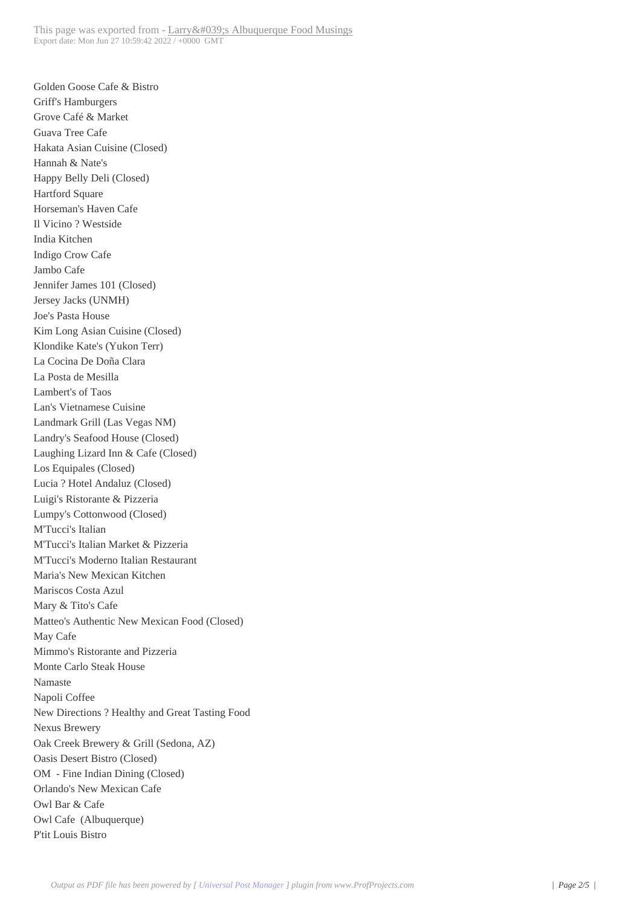Golden Goose Cafe & Bistro
Griff's Hamburgers
Grove Café & Market
Guava Tree Cafe
Hakata Asian Cuisine (Closed)
Hannah & Nate's
Happy Belly Deli (Closed)
Hartford Square
Horseman's Haven Cafe
Il Vicino ? Westside
India Kitchen
Indigo Crow Cafe
Jambo Cafe
Jennifer James 101 (Closed)
Jersey Jacks (UNMH)
Joe's Pasta House
Kim Long Asian Cuisine (Closed)
Klondike Kate's (Yukon Terr)
La Cocina De Doña Clara
La Posta de Mesilla
Lambert's of Taos
Lan's Vietnamese Cuisine
Landmark Grill (Las Vegas NM)
Landry's Seafood House (Closed)
Laughing Lizard Inn & Cafe (Closed)
Los Equipales (Closed)
Lucia ? Hotel Andaluz (Closed)
Luigi's Ristorante & Pizzeria
Lumpy's Cottonwood (Closed)
M'Tucci's Italian
M'Tucci's Italian Market & Pizzeria
M'Tucci's Moderno Italian Restaurant
Maria's New Mexican Kitchen
Mariscos Costa Azul
Mary & Tito's Cafe
Matteo's Authentic New Mexican Food (Closed)
May Cafe
Mimmo's Ristorante and Pizzeria
Monte Carlo Steak House
Namaste
Napoli Coffee
New Directions ? Healthy and Great Tasting Food
Nexus Brewery
Oak Creek Brewery & Grill (Sedona, AZ)
Oasis Desert Bistro (Closed)
OM - Fine Indian Dining (Closed)
Orlando's New Mexican Cafe
Owl Bar & Cafe
Owl Cafe (Albuquerque)
P'tit Louis Bistro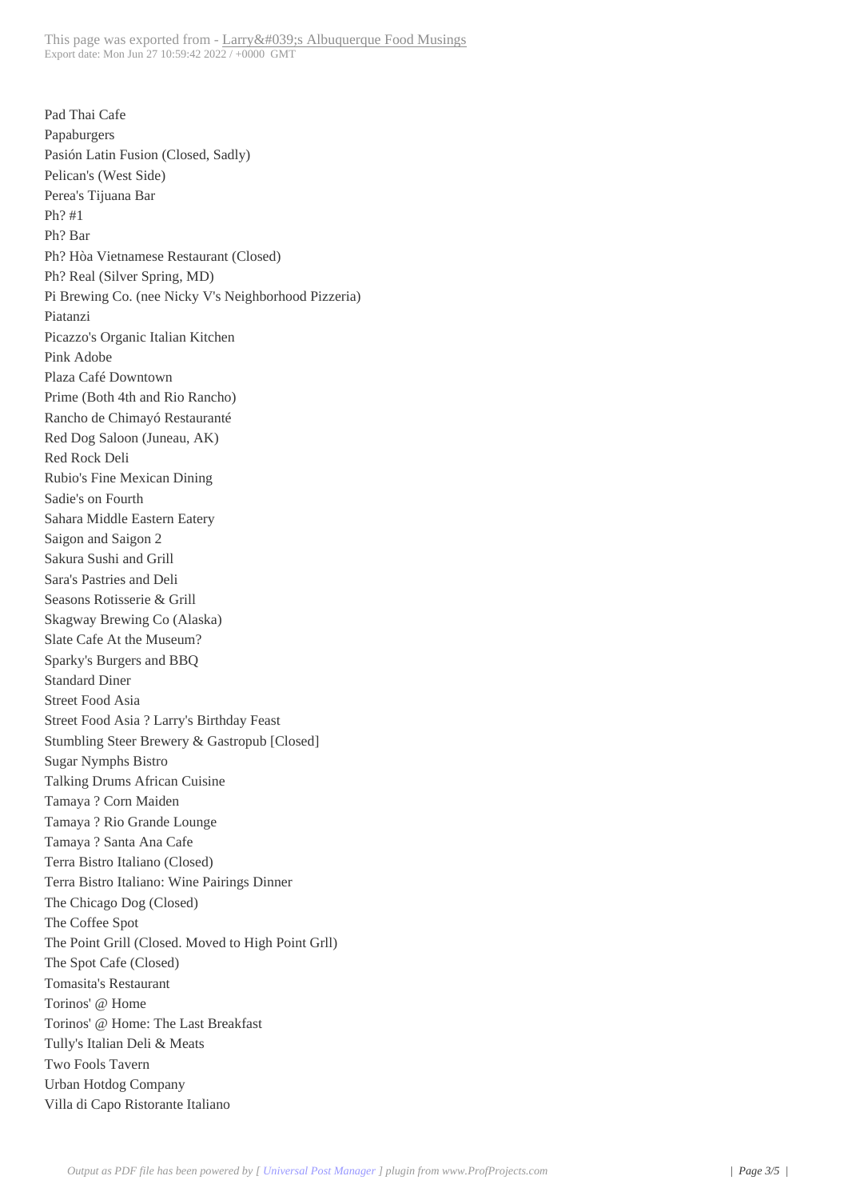Pad Thai Cafe
Papaburgers
Pasión Latin Fusion (Closed, Sadly)
Pelican's (West Side)
Perea's Tijuana Bar
Ph? #1
Ph? Bar
Ph? Hòa Vietnamese Restaurant (Closed)
Ph? Real (Silver Spring, MD)
Pi Brewing Co. (nee Nicky V's Neighborhood Pizzeria)
Piatanzi
Picazzo's Organic Italian Kitchen
Pink Adobe
Plaza Café Downtown
Prime (Both 4th and Rio Rancho)
Rancho de Chimayó Restauranté
Red Dog Saloon (Juneau, AK)
Red Rock Deli
Rubio's Fine Mexican Dining
Sadie's on Fourth
Sahara Middle Eastern Eatery
Saigon and Saigon 2
Sakura Sushi and Grill
Sara's Pastries and Deli
Seasons Rotisserie & Grill
Skagway Brewing Co (Alaska)
Slate Cafe At the Museum?
Sparky's Burgers and BBQ
Standard Diner
Street Food Asia
Street Food Asia ? Larry's Birthday Feast
Stumbling Steer Brewery & Gastropub [Closed]
Sugar Nymphs Bistro
Talking Drums African Cuisine
Tamaya ? Corn Maiden
Tamaya ? Rio Grande Lounge
Tamaya ? Santa Ana Cafe
Terra Bistro Italiano (Closed)
Terra Bistro Italiano: Wine Pairings Dinner
The Chicago Dog (Closed)
The Coffee Spot
The Point Grill (Closed. Moved to High Point Grll)
The Spot Cafe (Closed)
Tomasita's Restaurant
Torinos' @ Home
Torinos' @ Home: The Last Breakfast
Tully's Italian Deli & Meats
Two Fools Tavern
Urban Hotdog Company
Villa di Capo Ristorante Italiano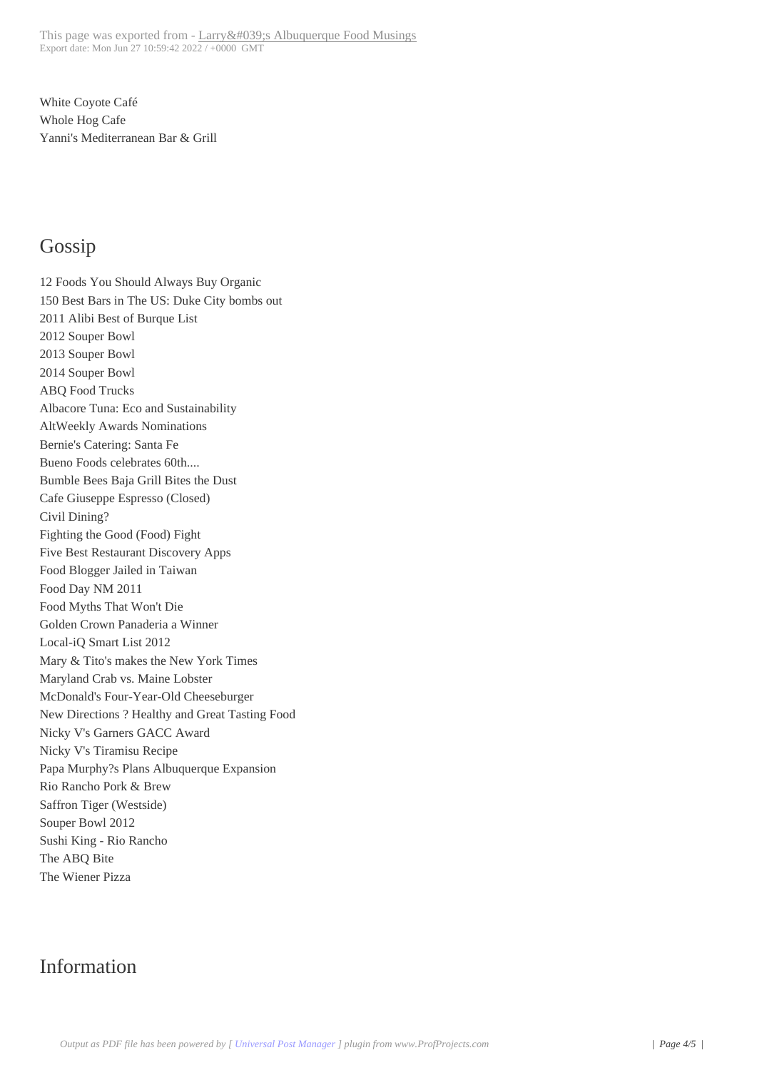White Coyote Café
Whole Hog Cafe
Yanni's Mediterranean Bar & Grill

## Gossip

12 Foods You Should Always Buy Organic
150 Best Bars in The US: Duke City bombs out
2011 Alibi Best of Burque List
2012 Souper Bowl
2013 Souper Bowl
2014 Souper Bowl
ABQ Food Trucks
Albacore Tuna: Eco and Sustainability
AltWeekly Awards Nominations
Bernie's Catering: Santa Fe
Bueno Foods celebrates 60th....
Bumble Bees Baja Grill Bites the Dust
Cafe Giuseppe Espresso (Closed)
Civil Dining?
Fighting the Good (Food) Fight
Five Best Restaurant Discovery Apps
Food Blogger Jailed in Taiwan
Food Day NM 2011
Food Myths That Won't Die
Golden Crown Panaderia a Winner
Local-iQ Smart List 2012
Mary & Tito's makes the New York Times
Maryland Crab vs. Maine Lobster
McDonald's Four-Year-Old Cheeseburger
New Directions ? Healthy and Great Tasting Food
Nicky V's Garners GACC Award
Nicky V's Tiramisu Recipe
Papa Murphy?s Plans Albuquerque Expansion
Rio Rancho Pork & Brew
Saffron Tiger (Westside)
Souper Bowl 2012
Sushi King - Rio Rancho
The ABQ Bite
The Wiener Pizza

## Information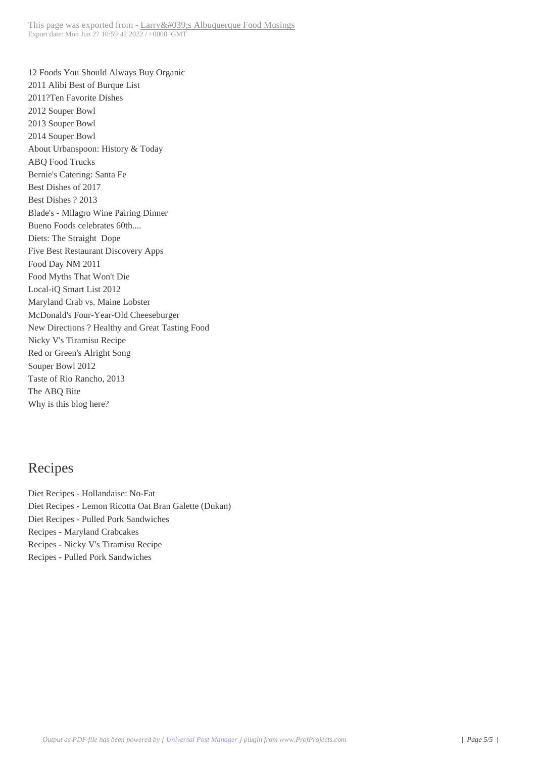12 Foods You Should Always Buy Organic
2011 Alibi Best of Burque List
2011?Ten Favorite Dishes
2012 Souper Bowl
2013 Souper Bowl
2014 Souper Bowl
About Urbanspoon: History & Today
ABQ Food Trucks
Bernie's Catering: Santa Fe
Best Dishes of 2017
Best Dishes ? 2013
Blade's - Milagro Wine Pairing Dinner
Bueno Foods celebrates 60th....
Diets: The Straight  Dope
Five Best Restaurant Discovery Apps
Food Day NM 2011
Food Myths That Won't Die
Local-iQ Smart List 2012
Maryland Crab vs. Maine Lobster
McDonald's Four-Year-Old Cheeseburger
New Directions ? Healthy and Great Tasting Food
Nicky V's Tiramisu Recipe
Red or Green's Alright Song
Souper Bowl 2012
Taste of Rio Rancho, 2013
The ABQ Bite
Why is this blog here?

## Recipes

Diet Recipes - Hollandaise: No-Fat
Diet Recipes - Lemon Ricotta Oat Bran Galette (Dukan)
Diet Recipes - Pulled Pork Sandwiches
Recipes - Maryland Crabcakes
Recipes - Nicky V's Tiramisu Recipe
Recipes - Pulled Pork Sandwiches